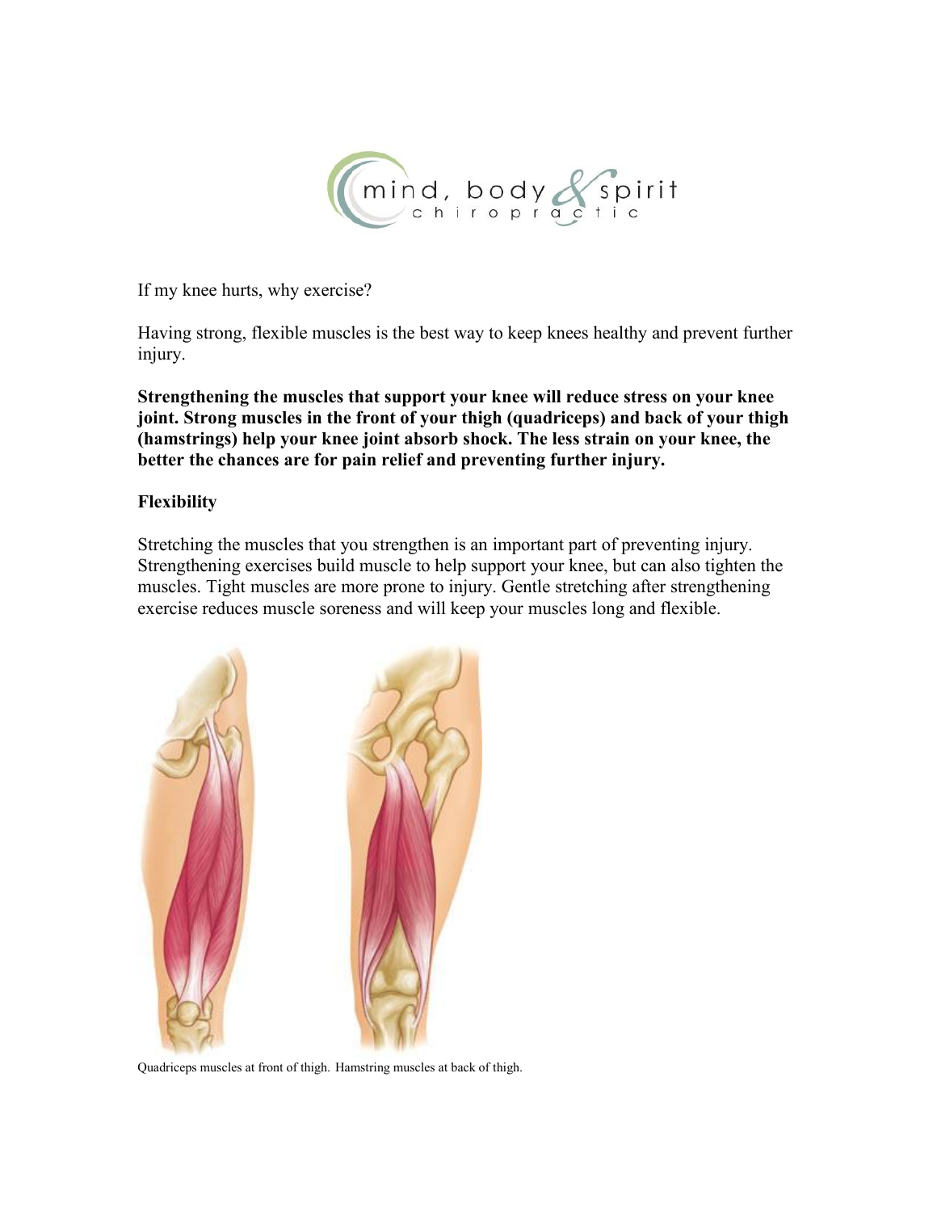If my knee hurts, why exercise?

Having strong, flexible muscles is the best way to keep knees healthy and prevent further injury.

**Strengthening the muscles that support your knee will reduce stress on your knee joint. Strong muscles in the front of your thigh (quadriceps) and back of your thigh (hamstrings) help your knee joint absorb shock. The less strain on your knee, the better the chances are for pain relief and preventing further injury.**

**Flexibility**

Stretching the muscles that you strengthen is an important part of preventing injury. Strengthening exercises build muscle to help support your knee, but can also tighten the muscles. Tight muscles are more prone to injury. Gentle stretching after strengthening exercise reduces muscle soreness and will keep your muscles long and flexible.

Quadriceps muscles at front of thigh. Hamstring muscles at back of thigh.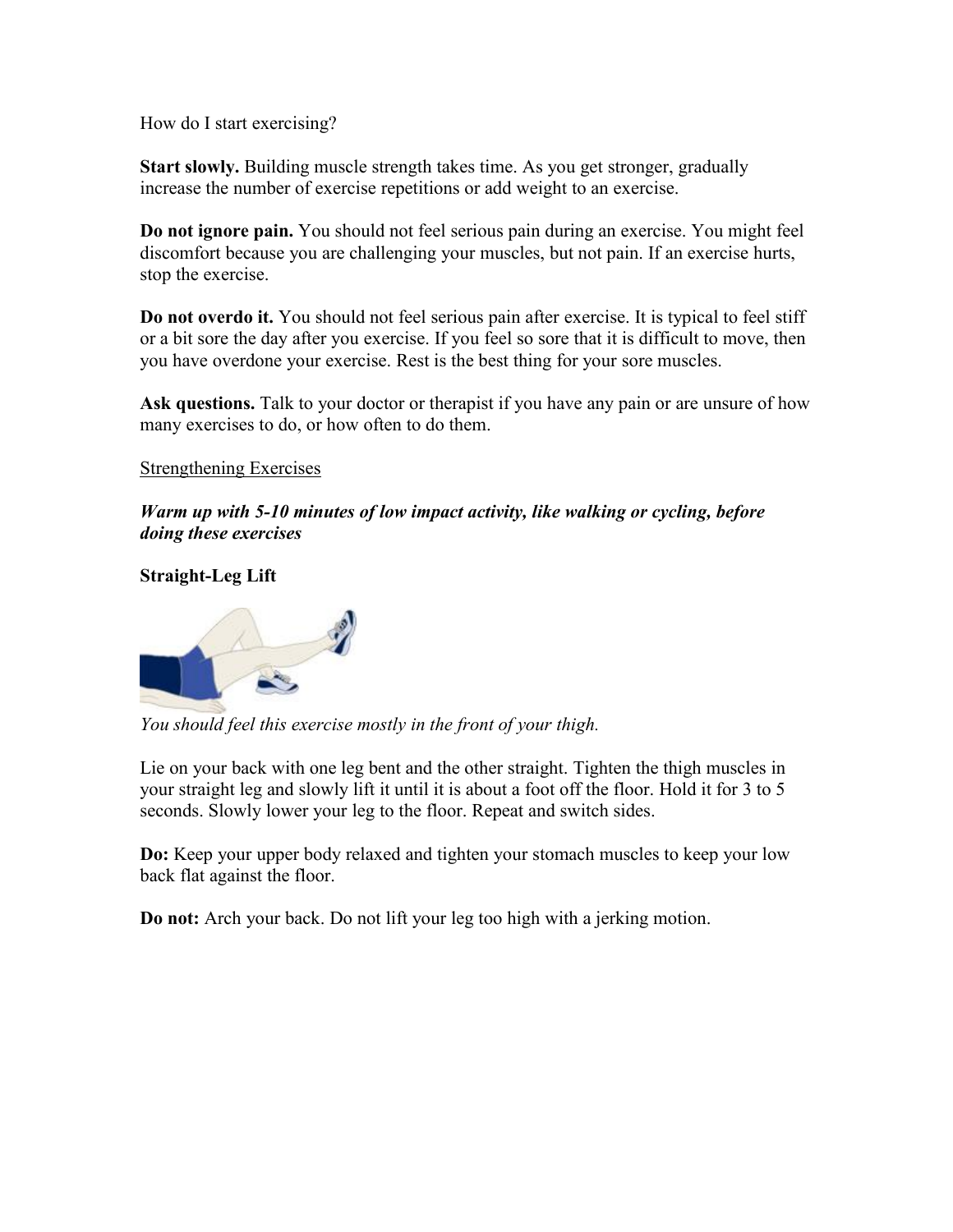How do I start exercising?

**Start slowly.** Building muscle strength takes time. As you get stronger, gradually increase the number of exercise repetitions or add weight to an exercise.

**Do not ignore pain.** You should not feel serious pain during an exercise. You might feel discomfort because you are challenging your muscles, but not pain. If an exercise hurts, stop the exercise.

**Do not overdo it.** You should not feel serious pain after exercise. It is typical to feel stiff or a bit sore the day after you exercise. If you feel so sore that it is difficult to move, then you have overdone your exercise. Rest is the best thing for your sore muscles.

**Ask questions.** Talk to your doctor or therapist if you have any pain or are unsure of how many exercises to do, or how often to do them.

## Strengthening Exercises

***Warm up with 5-10 minutes of low impact activity, like walking or cycling, before doing these exercises***

### Straight-Leg Lift

*You should feel this exercise mostly in the front of your thigh.*

Lie on your back with one leg bent and the other straight. Tighten the thigh muscles in your straight leg and slowly lift it until it is about a foot off the floor. Hold it for 3 to 5 seconds. Slowly lower your leg to the floor. Repeat and switch sides.

**Do:** Keep your upper body relaxed and tighten your stomach muscles to keep your low back flat against the floor.

**Do not:** Arch your back. Do not lift your leg too high with a jerking motion.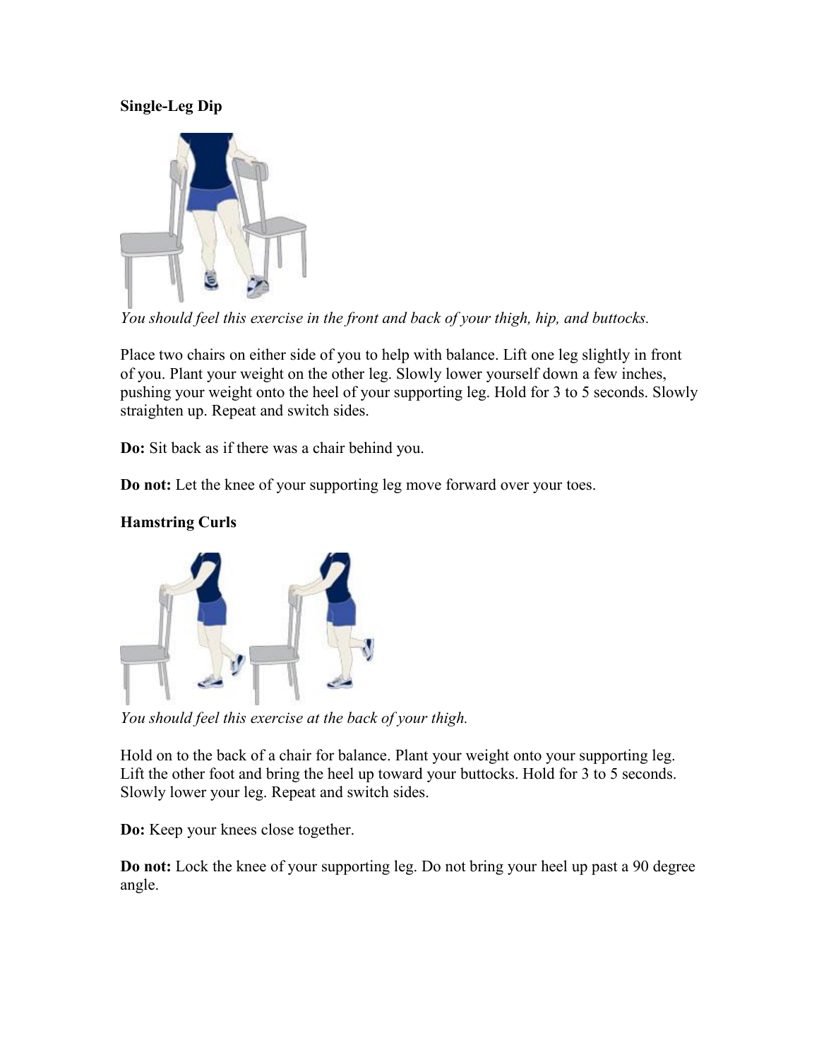**Single-Leg Dip**

*You should feel this exercise in the front and back of your thigh, hip, and buttocks.*

Place two chairs on either side of you to help with balance. Lift one leg slightly in front of you. Plant your weight on the other leg. Slowly lower yourself down a few inches, pushing your weight onto the heel of your supporting leg. Hold for 3 to 5 seconds. Slowly straighten up. Repeat and switch sides.

**Do:** Sit back as if there was a chair behind you.

**Do not:** Let the knee of your supporting leg move forward over your toes.

**Hamstring Curls**

*You should feel this exercise at the back of your thigh.*

Hold on to the back of a chair for balance. Plant your weight onto your supporting leg. Lift the other foot and bring the heel up toward your buttocks. Hold for 3 to 5 seconds. Slowly lower your leg. Repeat and switch sides.

**Do:** Keep your knees close together.

**Do not:** Lock the knee of your supporting leg. Do not bring your heel up past a 90 degree angle.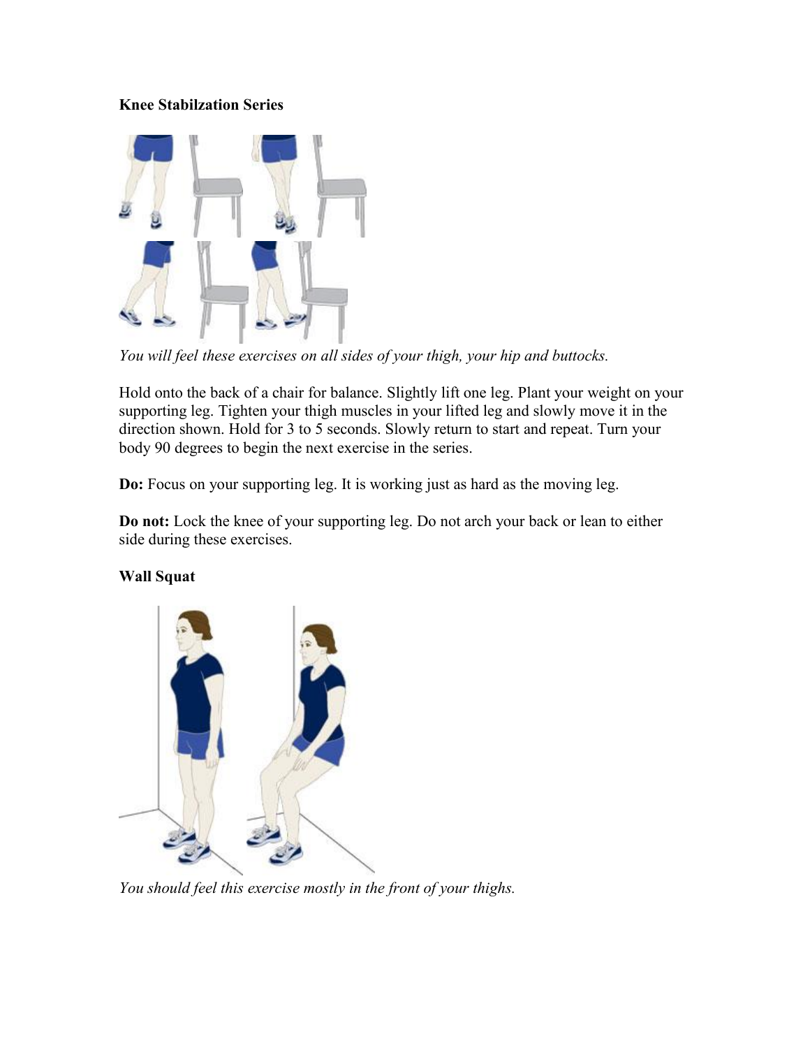**Knee Stabilzation Series**

*You will feel these exercises on all sides of your thigh, your hip and buttocks.*

Hold onto the back of a chair for balance. Slightly lift one leg. Plant your weight on your supporting leg. Tighten your thigh muscles in your lifted leg and slowly move it in the direction shown. Hold for 3 to 5 seconds. Slowly return to start and repeat. Turn your body 90 degrees to begin the next exercise in the series.

**Do:** Focus on your supporting leg. It is working just as hard as the moving leg.

**Do not:** Lock the knee of your supporting leg. Do not arch your back or lean to either side during these exercises.

**Wall Squat**

*You should feel this exercise mostly in the front of your thighs.*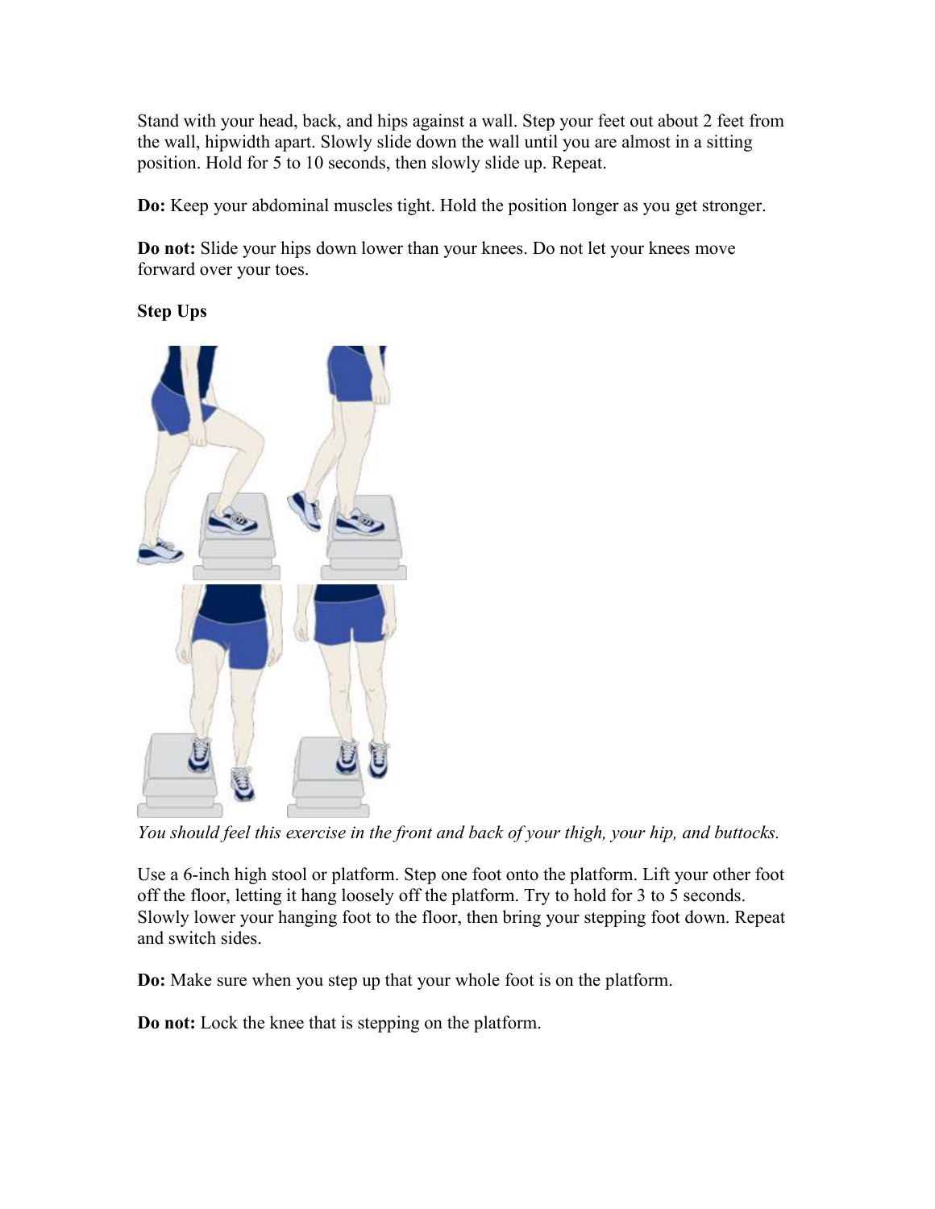Stand with your head, back, and hips against a wall. Step your feet out about 2 feet from the wall, hipwidth apart. Slowly slide down the wall until you are almost in a sitting position. Hold for 5 to 10 seconds, then slowly slide up. Repeat.

**Do:** Keep your abdominal muscles tight. Hold the position longer as you get stronger.

**Do not:** Slide your hips down lower than your knees. Do not let your knees move forward over your toes.

**Step Ups**

*You should feel this exercise in the front and back of your thigh, your hip, and buttocks.*

Use a 6-inch high stool or platform. Step one foot onto the platform. Lift your other foot off the floor, letting it hang loosely off the platform. Try to hold for 3 to 5 seconds. Slowly lower your hanging foot to the floor, then bring your stepping foot down. Repeat and switch sides.

**Do:** Make sure when you step up that your whole foot is on the platform.

**Do not:** Lock the knee that is stepping on the platform.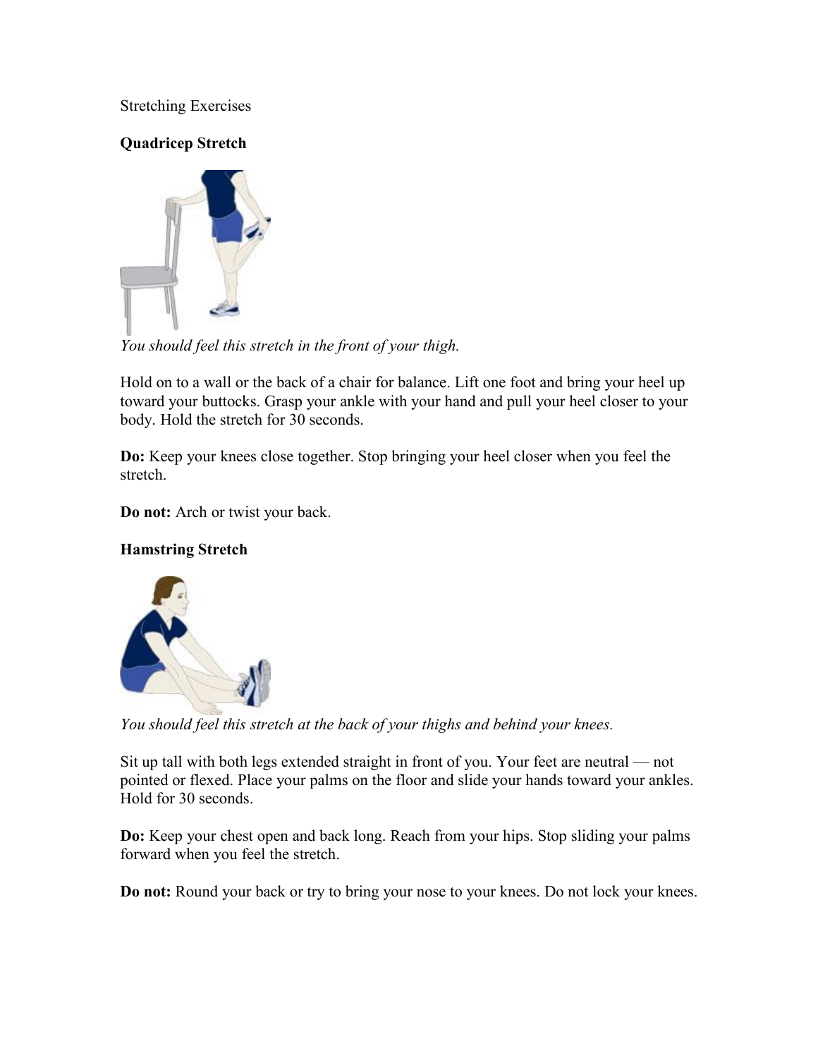Stretching Exercises

## Quadricep Stretch

*You should feel this stretch in the front of your thigh.*

Hold on to a wall or the back of a chair for balance. Lift one foot and bring your heel up toward your buttocks. Grasp your ankle with your hand and pull your heel closer to your body. Hold the stretch for 30 seconds.

**Do:** Keep your knees close together. Stop bringing your heel closer when you feel the stretch.

**Do not:** Arch or twist your back.

## Hamstring Stretch

*You should feel this stretch at the back of your thighs and behind your knees.*

Sit up tall with both legs extended straight in front of you. Your feet are neutral — not pointed or flexed. Place your palms on the floor and slide your hands toward your ankles. Hold for 30 seconds.

**Do:** Keep your chest open and back long. Reach from your hips. Stop sliding your palms forward when you feel the stretch.

**Do not:** Round your back or try to bring your nose to your knees. Do not lock your knees.